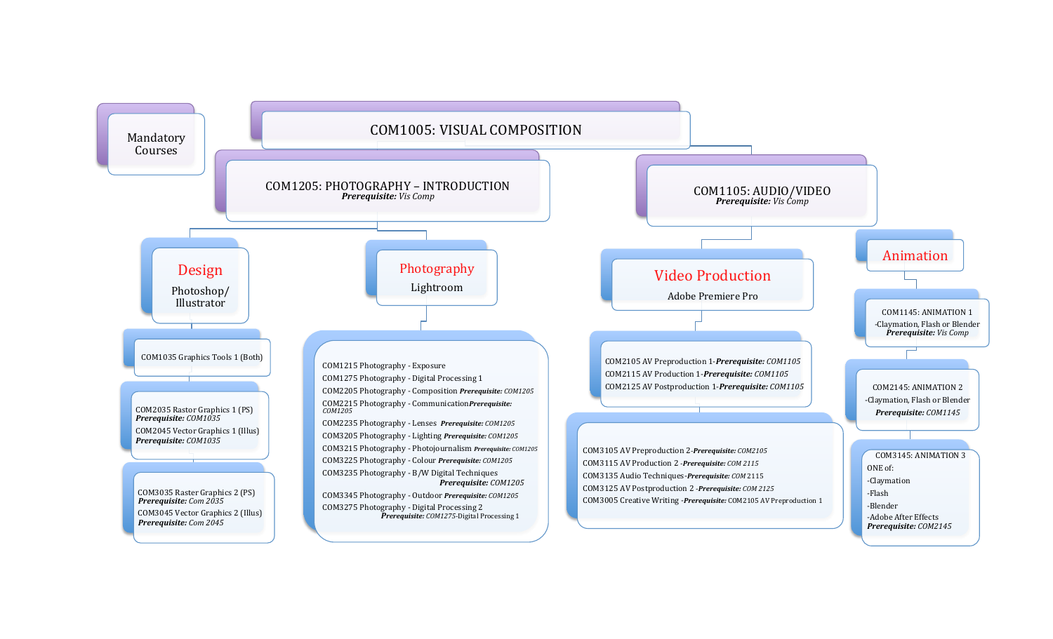# Mandatory Courses

## COM1005: VISUAL COMPOSITION

### COM1205: PHOTOGRAPHY – INTRODUCTION
***Prerequisite:*** *Vis Comp*

### COM1105: AUDIO/VIDEO
***Prerequisite:*** *Vis Comp*

## Design

Photoshop/ Illustrator

- COM1035 Graphics Tools 1 (Both)

- COM2035 Rastor Graphics 1 (PS) ***Prerequisite:*** *COM1035*
- COM2045 Vector Graphics 1 (Illus) ***Prerequisite:*** *COM1035*

- COM3035 Raster Graphics 2 (PS) ***Prerequisite:*** *Com 2035*
- COM3045 Vector Graphics 2 (Illus) ***Prerequisite:*** *Com 2045*

## Photography

Lightroom

- COM1215 Photography - Exposure
- COM1275 Photography - Digital Processing 1
- COM2205 Photography - Composition ***Prerequisite:*** *COM1205*
- COM2215 Photography - Communication ***Prerequisite:*** *COM1205*
- COM2235 Photography - Lenses ***Prerequisite:*** *COM1205*
- COM3205 Photography - Lighting ***Prerequisite:*** *COM1205*
- COM3215 Photography - Photojournalism ***Prerequisite:*** *COM1205*
- COM3225 Photography - Colour ***Prerequisite:*** *COM1205*
- COM3235 Photography - B/W Digital Techniques ***Prerequisite:*** *COM1205*
- COM3345 Photography - Outdoor ***Prerequisite:*** *COM1205*
- COM3275 Photography - Digital Processing 2 ***Prerequisite:*** *COM1275*-Digital Processing 1

## Video Production

Adobe Premiere Pro

- COM2105 AV Preproduction 1-***Prerequisite:*** *COM1105*
- COM2115 AV Production 1-***Prerequisite:*** *COM1105*
- COM2125 AV Postproduction 1-***Prerequisite:*** *COM1105*

- COM3105 AV Preproduction 2-***Prerequisite:*** *COM2105*
- COM3115 AV Production 2 -***Prerequisite:*** *COM 2115*
- COM3135 Audio Techniques-***Prerequisite:*** *COM 2115*
- COM3125 AV Postproduction 2 -***Prerequisite:*** *COM 2125*
- COM3005 Creative Writing -***Prerequisite:*** COM2105 AV Preproduction 1

## Animation

COM1145: ANIMATION 1
-Claymation, Flash or Blender
***Prerequisite:*** *Vis Comp*

COM2145: ANIMATION 2
-Claymation, Flash or Blender
***Prerequisite:*** *COM1145*

COM3145: ANIMATION 3
ONE of:
- -Claymation
- -Flash
- -Blender
- -Adobe After Effects

***Prerequisite:*** *COM2145*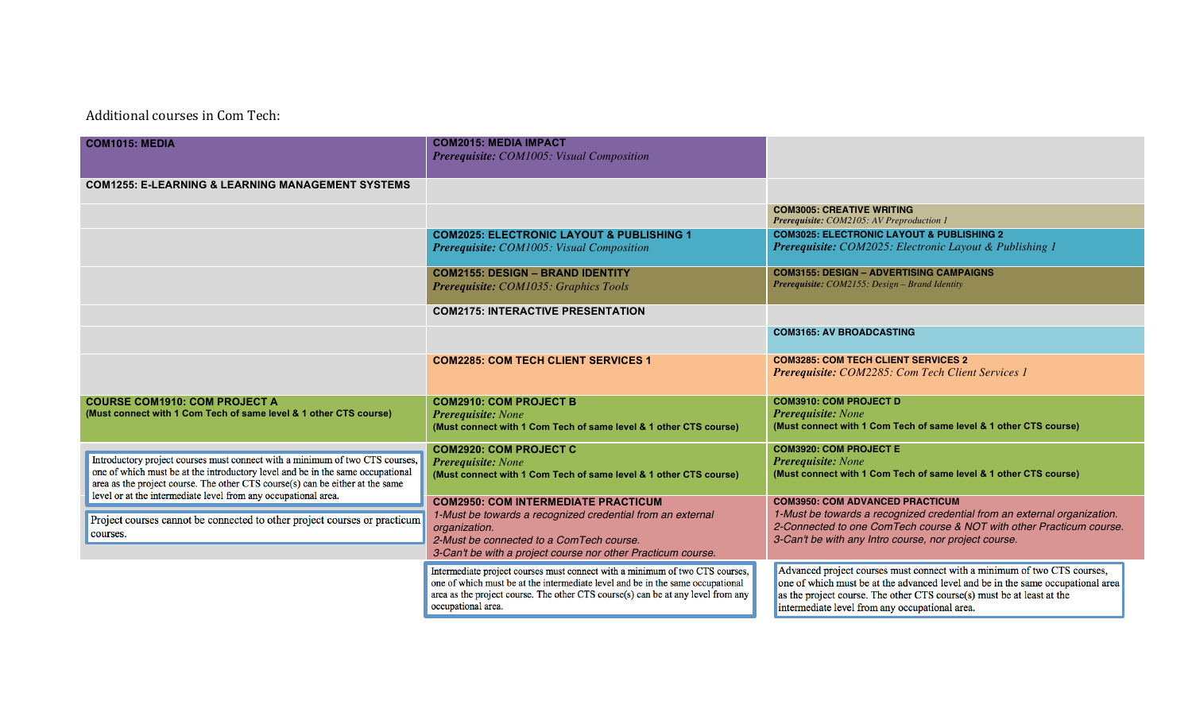Additional courses in Com Tech:

| | | |
|---|---|---|
| **COM1015: MEDIA** | **COM2015: MEDIA IMPACT**<br>***Prerequisite:*** *COM1005: Visual Composition* | |
| **COM1255: E-LEARNING & LEARNING MANAGEMENT SYSTEMS** | | |
| | | **COM3005: CREATIVE WRITING**<br>***Prerequisite:*** *COM2105: AV Preproduction 1* |
| | **COM2025: ELECTRONIC LAYOUT & PUBLISHING 1**<br>***Prerequisite:*** *COM1005: Visual Composition* | **COM3025: ELECTRONIC LAYOUT & PUBLISHING 2**<br>***Prerequisite:*** *COM2025: Electronic Layout & Publishing 1* |
| | **COM2155: DESIGN – BRAND IDENTITY**<br>***Prerequisite:*** *COM1035: Graphics Tools* | **COM3155: DESIGN – ADVERTISING CAMPAIGNS**<br>***Prerequisite:*** *COM2155: Design – Brand Identity* |
| | **COM2175: INTERACTIVE PRESENTATION** | |
| | | **COM3165: AV BROADCASTING** |
| | **COM2285: COM TECH CLIENT SERVICES 1** | **COM3285: COM TECH CLIENT SERVICES 2**<br>***Prerequisite:*** *COM2285: Com Tech Client Services 1* |
| **COURSE COM1910: COM PROJECT A**<br>**(Must connect with 1 Com Tech of same level & 1 other CTS course)** | **COM2910: COM PROJECT B**<br>***Prerequisite:*** *None*<br>**(Must connect with 1 Com Tech of same level & 1 other CTS course)** | **COM3910: COM PROJECT D**<br>***Prerequisite:*** *None*<br>**(Must connect with 1 Com Tech of same level & 1 other CTS course)** |
| Introductory project courses must connect with a minimum of two CTS courses, one of which must be at the introductory level and be in the same occupational area as the project course. The other CTS course(s) can be either at the same level or at the intermediate level from any occupational area. | **COM2920: COM PROJECT C**<br>***Prerequisite:*** *None*<br>**(Must connect with 1 Com Tech of same level & 1 other CTS course)** | **COM3920: COM PROJECT E**<br>***Prerequisite:*** *None*<br>**(Must connect with 1 Com Tech of same level & 1 other CTS course)** |
| Project courses cannot be connected to other project courses or practicum courses. | **COM2950: COM INTERMEDIATE PRACTICUM**<br>*1-Must be towards a recognized credential from an external organization.*<br>*2-Must be connected to a ComTech course.*<br>*3-Can't be with a project course nor other Practicum course.* | **COM3950: COM ADVANCED PRACTICUM**<br>*1-Must be towards a recognized credential from an external organization.*<br>*2-Connected to one ComTech course & NOT with other Practicum course.*<br>*3-Can't be with any Intro course, nor project course.* |
| | Intermediate project courses must connect with a minimum of two CTS courses, one of which must be at the intermediate level and be in the same occupational area as the project course. The other CTS course(s) can be at any level from any occupational area. | Advanced project courses must connect with a minimum of two CTS courses, one of which must be at the advanced level and be in the same occupational area as the project course. The other CTS course(s) must be at least at the intermediate level from any occupational area. |